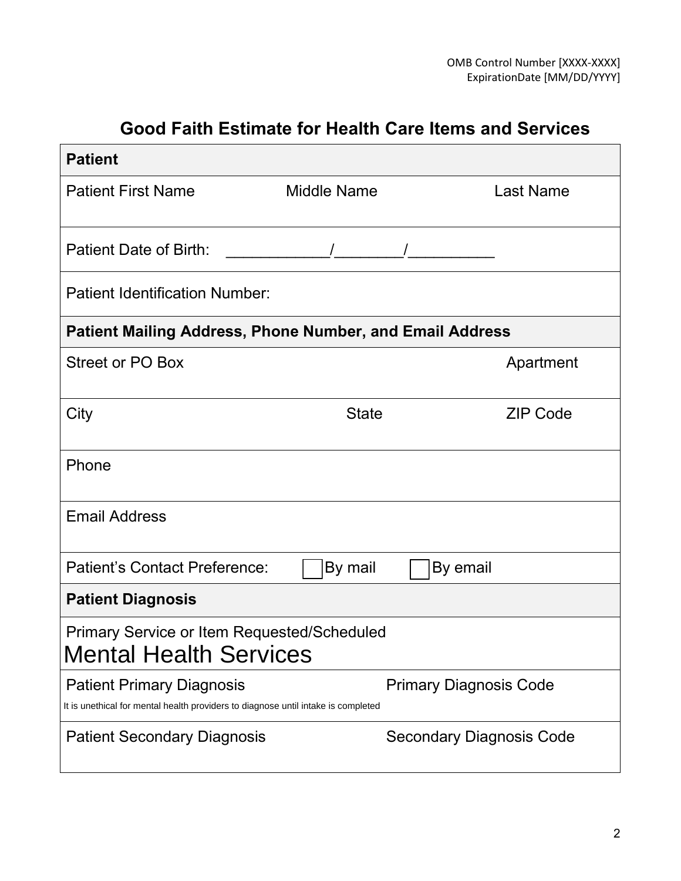OMB Control Number [XXXX-XXXX]
ExpirationDate [MM/DD/YYYY]

# Good Faith Estimate for Health Care Items and Services

| **Patient** | | |
|---|---|---|
| Patient First Name | Middle Name | Last Name |
| Patient Date of Birth: \_\_\_\_\_\_\_\_\_\_\_\_/\_\_\_\_\_\_\_\_\_/\_\_\_\_\_\_\_\_\_\_\_ | | |
| Patient Identification Number: | | |
| **Patient Mailing Address, Phone Number, and Email Address** | | |
| Street or PO Box | | Apartment |
| City | State | ZIP Code |
| Phone | | |
| Email Address | | |
| Patient's Contact Preference: ☐ By mail ☐ By email | | |
| **Patient Diagnosis** | | |
| Primary Service or Item Requested/Scheduled<br>Mental Health Services | | |
| Patient Primary Diagnosis<br>It is unethical for mental health providers to diagnose until intake is completed | Primary Diagnosis Code | |
| Patient Secondary Diagnosis | Secondary Diagnosis Code | |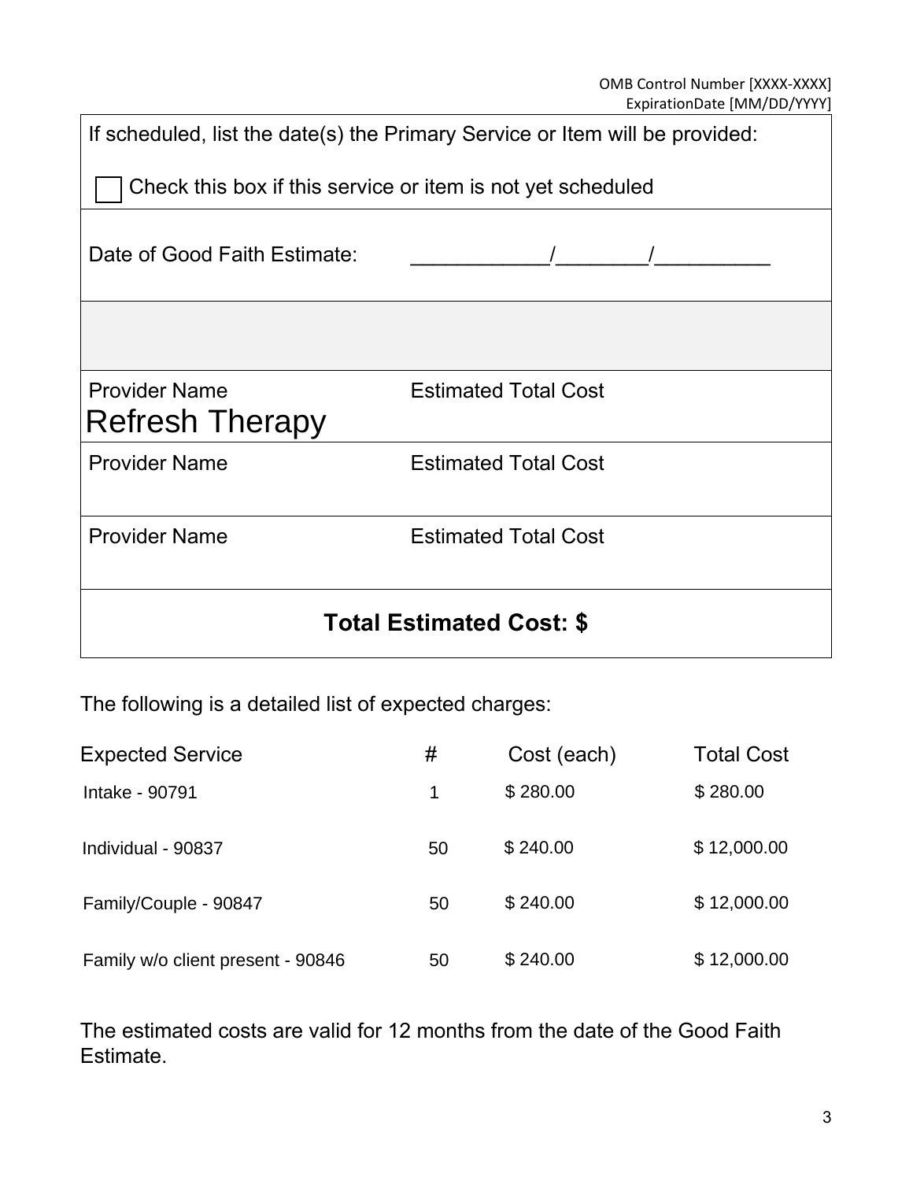| If scheduled, list the date(s) the Primary Service or Item will be provided: | |
|---|---|
| ☐ Check this box if this service or item is not yet scheduled | |
| Date of Good Faith Estimate: | ____________/________/__________ |
| | |
| Provider Name<br>Refresh Therapy | Estimated Total Cost |
| Provider Name | Estimated Total Cost |
| Provider Name | Estimated Total Cost |
| **Total Estimated Cost: $** | |

The following is a detailed list of expected charges:

| Expected Service | # | Cost (each) | Total Cost |
|---|---|---|---|
| Intake - 90791 | 1 | $ 280.00 | $ 280.00 |
| Individual - 90837 | 50 | $ 240.00 | $ 12,000.00 |
| Family/Couple - 90847 | 50 | $ 240.00 | $ 12,000.00 |
| Family w/o client present - 90846 | 50 | $ 240.00 | $ 12,000.00 |

The estimated costs are valid for 12 months from the date of the Good Faith Estimate.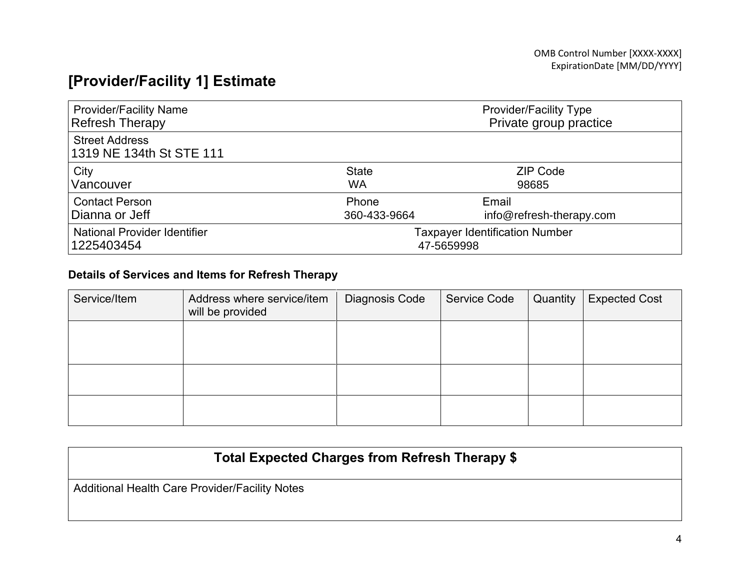OMB Control Number [XXXX-XXXX]
ExpirationDate [MM/DD/YYYY]

## [Provider/Facility 1] Estimate

| Provider/Facility Name | | Provider/Facility Type |
|---|---|---|
| Refresh Therapy | | Private group practice |
| **Street Address** | | |
| 1319 NE 134th St STE 111 | | |
| **City** | **State** | **ZIP Code** |
| Vancouver | WA | 98685 |
| **Contact Person** | **Phone** | **Email** |
| Dianna or Jeff | 360-433-9664 | info@refresh-therapy.com |
| **National Provider Identifier** | **Taxpayer Identification Number** | |
| 1225403454 | 47-5659998 | |

**Details of Services and Items for Refresh Therapy**

| Service/Item | Address where service/item will be provided | Diagnosis Code | Service Code | Quantity | Expected Cost |
|---|---|---|---|---|---|
| | | | | | |
| | | | | | |
| | | | | | |

| Total Expected Charges from Refresh Therapy $ |
|---|
| Additional Health Care Provider/Facility Notes |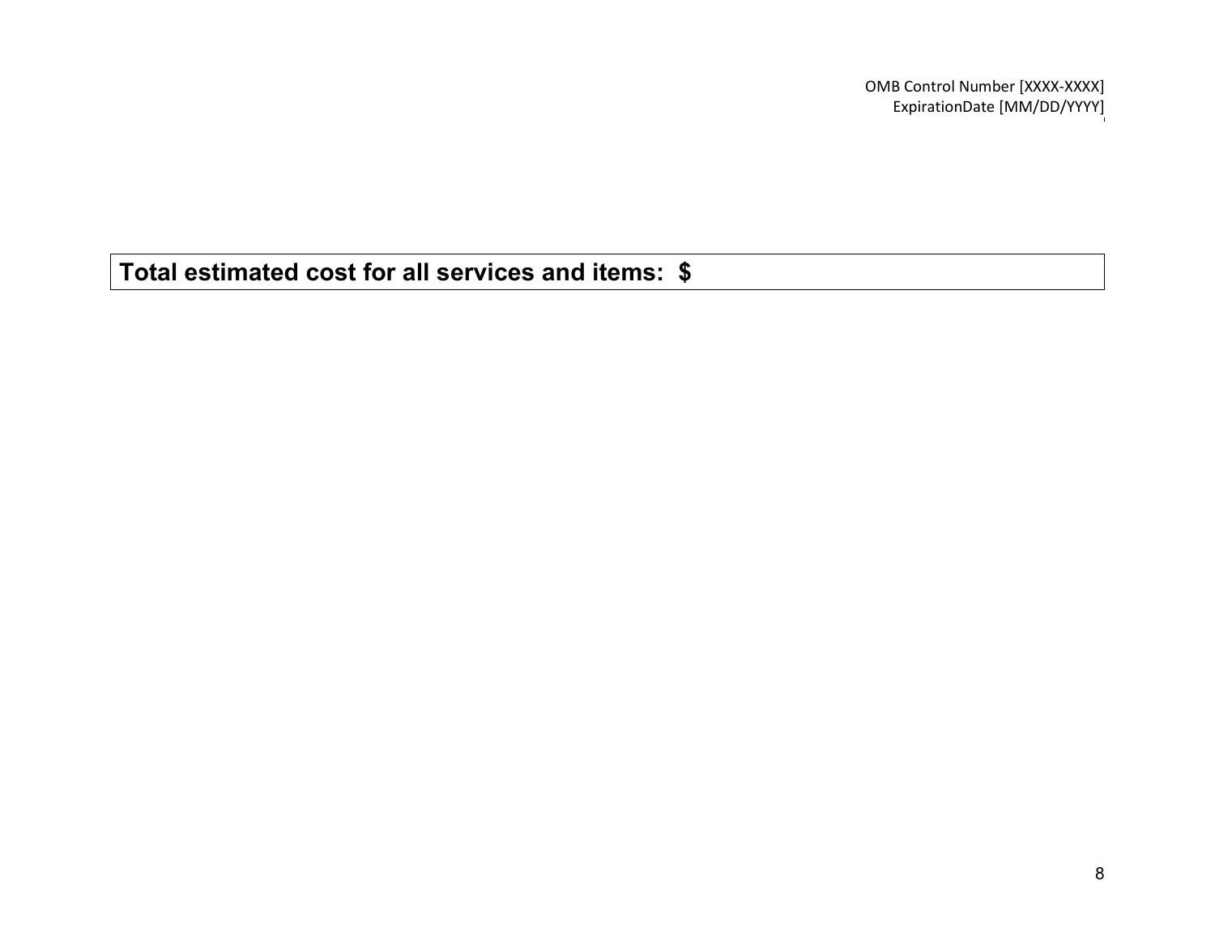**Total estimated cost for all services and items: $**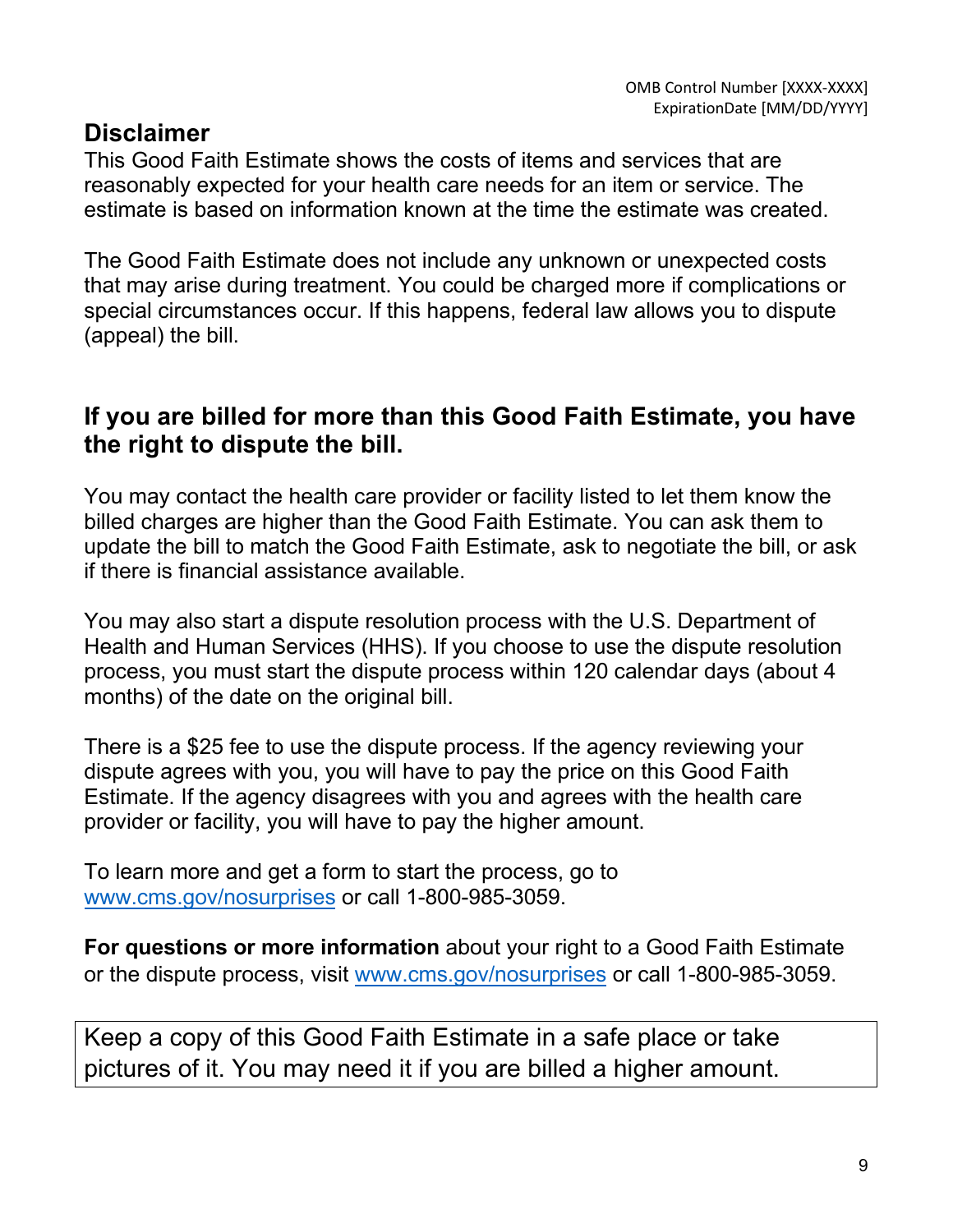OMB Control Number [XXXX-XXXX]
ExpirationDate [MM/DD/YYYY]

## Disclaimer

This Good Faith Estimate shows the costs of items and services that are reasonably expected for your health care needs for an item or service. The estimate is based on information known at the time the estimate was created.

The Good Faith Estimate does not include any unknown or unexpected costs that may arise during treatment. You could be charged more if complications or special circumstances occur. If this happens, federal law allows you to dispute (appeal) the bill.

## If you are billed for more than this Good Faith Estimate, you have the right to dispute the bill.

You may contact the health care provider or facility listed to let them know the billed charges are higher than the Good Faith Estimate. You can ask them to update the bill to match the Good Faith Estimate, ask to negotiate the bill, or ask if there is financial assistance available.

You may also start a dispute resolution process with the U.S. Department of Health and Human Services (HHS). If you choose to use the dispute resolution process, you must start the dispute process within 120 calendar days (about 4 months) of the date on the original bill.

There is a $25 fee to use the dispute process. If the agency reviewing your dispute agrees with you, you will have to pay the price on this Good Faith Estimate. If the agency disagrees with you and agrees with the health care provider or facility, you will have to pay the higher amount.

To learn more and get a form to start the process, go to www.cms.gov/nosurprises or call 1-800-985-3059.

**For questions or more information** about your right to a Good Faith Estimate or the dispute process, visit www.cms.gov/nosurprises or call 1-800-985-3059.

Keep a copy of this Good Faith Estimate in a safe place or take pictures of it. You may need it if you are billed a higher amount.